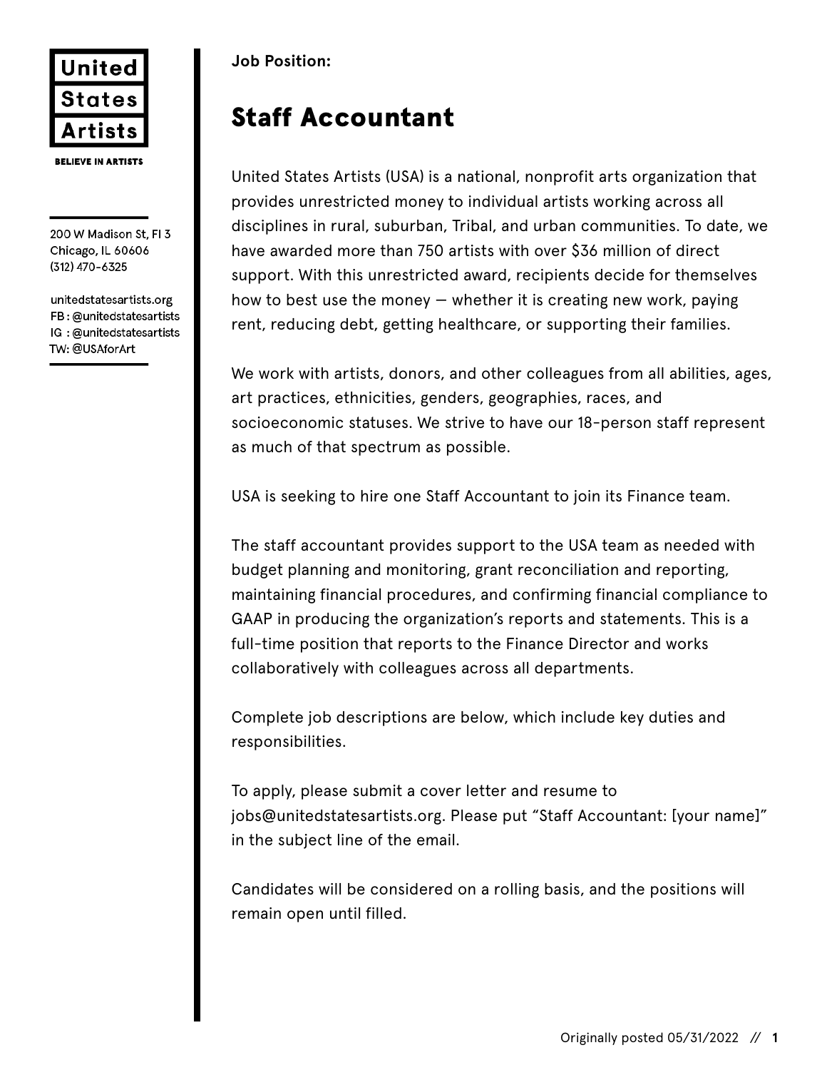United States Artists

**BELIEVE IN ARTISTS**

200 W Madison St, Fl 3
Chicago, IL 60606
(312) 470-6325

unitedstatesartists.org
FB : @unitedstatesartists
IG : @unitedstatesartists
TW: @USAforArt

**Job Position:**

# Staff Accountant

United States Artists (USA) is a national, nonprofit arts organization that provides unrestricted money to individual artists working across all disciplines in rural, suburban, Tribal, and urban communities. To date, we have awarded more than 750 artists with over $36 million of direct support. With this unrestricted award, recipients decide for themselves how to best use the money — whether it is creating new work, paying rent, reducing debt, getting healthcare, or supporting their families.

We work with artists, donors, and other colleagues from all abilities, ages, art practices, ethnicities, genders, geographies, races, and socioeconomic statuses. We strive to have our 18-person staff represent as much of that spectrum as possible.

USA is seeking to hire one Staff Accountant to join its Finance team.

The staff accountant provides support to the USA team as needed with budget planning and monitoring, grant reconciliation and reporting, maintaining financial procedures, and confirming financial compliance to GAAP in producing the organization's reports and statements. This is a full-time position that reports to the Finance Director and works collaboratively with colleagues across all departments.

Complete job descriptions are below, which include key duties and responsibilities.

To apply, please submit a cover letter and resume to jobs@unitedstatesartists.org. Please put "Staff Accountant: [your name]" in the subject line of the email.

Candidates will be considered on a rolling basis, and the positions will remain open until filled.

Originally posted 05/31/2022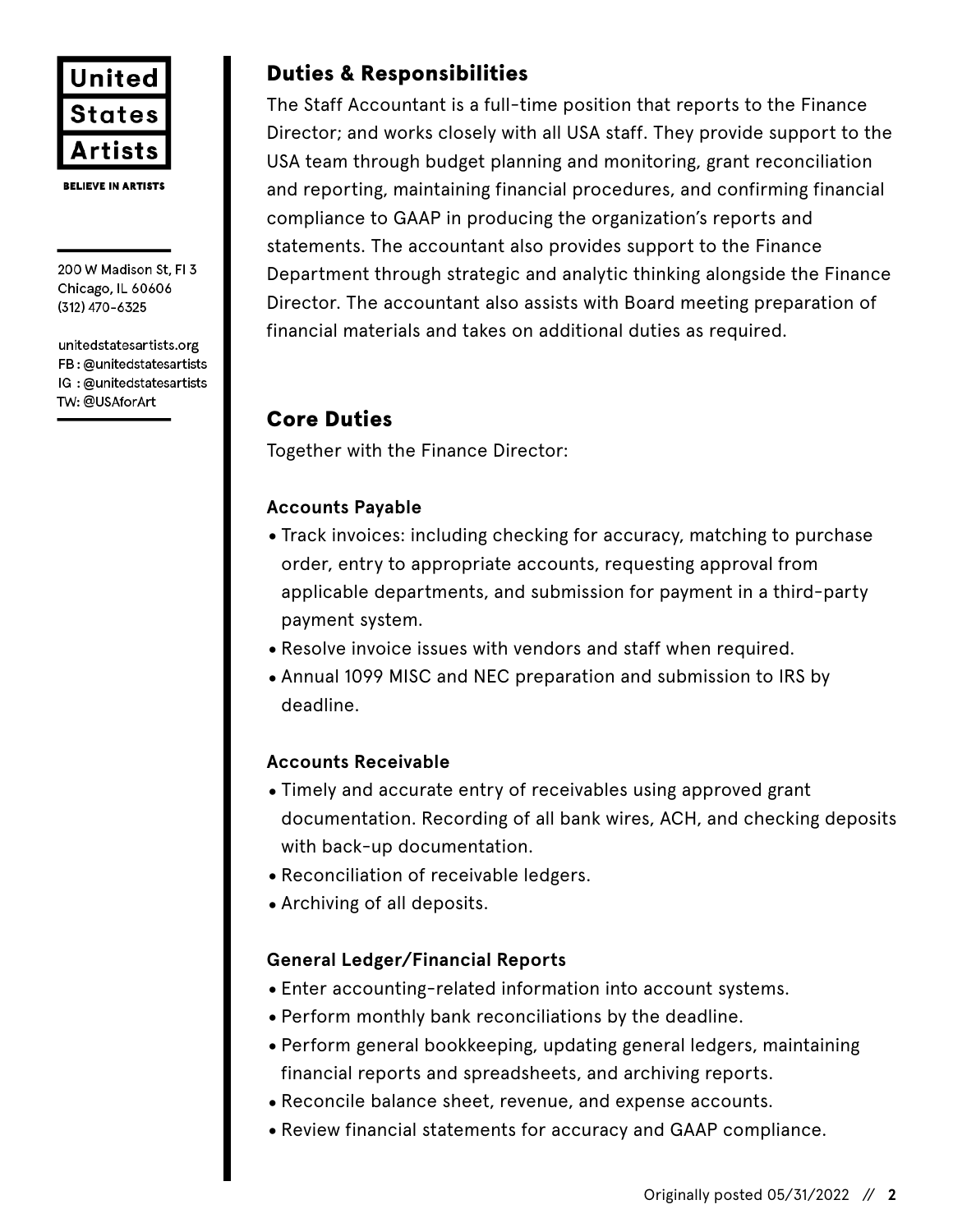## Duties & Responsibilities

The Staff Accountant is a full-time position that reports to the Finance Director; and works closely with all USA staff. They provide support to the USA team through budget planning and monitoring, grant reconciliation and reporting, maintaining financial procedures, and confirming financial compliance to GAAP in producing the organization's reports and statements. The accountant also provides support to the Finance Department through strategic and analytic thinking alongside the Finance Director. The accountant also assists with Board meeting preparation of financial materials and takes on additional duties as required.

## Core Duties

Together with the Finance Director:

**Accounts Payable**

- Track invoices: including checking for accuracy, matching to purchase order, entry to appropriate accounts, requesting approval from applicable departments, and submission for payment in a third-party payment system.
- Resolve invoice issues with vendors and staff when required.
- Annual 1099 MISC and NEC preparation and submission to IRS by deadline.

**Accounts Receivable**

- Timely and accurate entry of receivables using approved grant documentation. Recording of all bank wires, ACH, and checking deposits with back-up documentation.
- Reconciliation of receivable ledgers.
- Archiving of all deposits.

**General Ledger/Financial Reports**

- Enter accounting-related information into account systems.
- Perform monthly bank reconciliations by the deadline.
- Perform general bookkeeping, updating general ledgers, maintaining financial reports and spreadsheets, and archiving reports.
- Reconcile balance sheet, revenue, and expense accounts.
- Review financial statements for accuracy and GAAP compliance.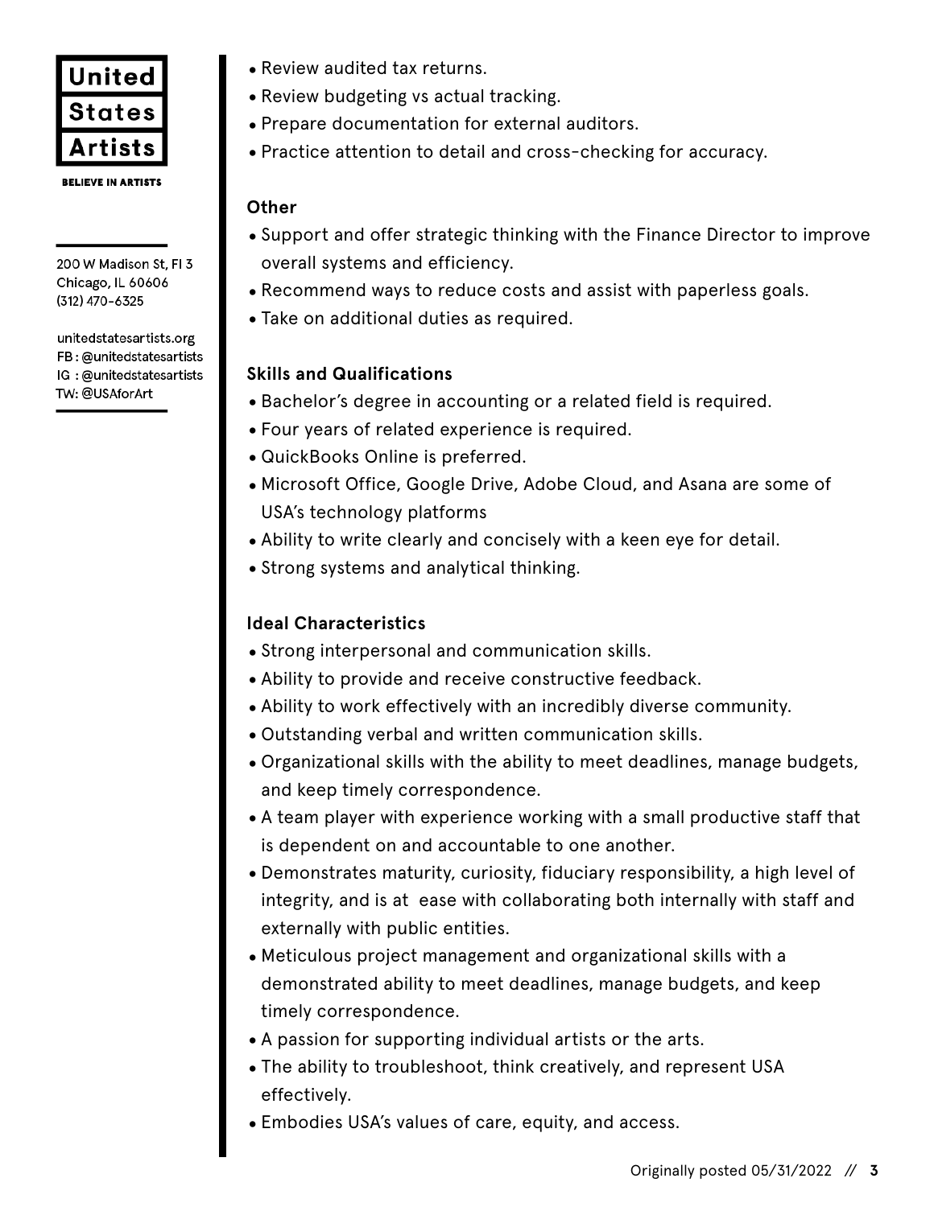United States Artists

BELIEVE IN ARTISTS

200 W Madison St, Fl 3
Chicago, IL 60606
(312) 470-6325

unitedstatesartists.org
FB : @unitedstatesartists
IG : @unitedstatesartists
TW: @USAforArt

- Review audited tax returns.
- Review budgeting vs actual tracking.
- Prepare documentation for external auditors.
- Practice attention to detail and cross-checking for accuracy.

**Other**

- Support and offer strategic thinking with the Finance Director to improve overall systems and efficiency.
- Recommend ways to reduce costs and assist with paperless goals.
- Take on additional duties as required.

**Skills and Qualifications**

- Bachelor's degree in accounting or a related field is required.
- Four years of related experience is required.
- QuickBooks Online is preferred.
- Microsoft Office, Google Drive, Adobe Cloud, and Asana are some of USA's technology platforms
- Ability to write clearly and concisely with a keen eye for detail.
- Strong systems and analytical thinking.

**Ideal Characteristics**

- Strong interpersonal and communication skills.
- Ability to provide and receive constructive feedback.
- Ability to work effectively with an incredibly diverse community.
- Outstanding verbal and written communication skills.
- Organizational skills with the ability to meet deadlines, manage budgets, and keep timely correspondence.
- A team player with experience working with a small productive staff that is dependent on and accountable to one another.
- Demonstrates maturity, curiosity, fiduciary responsibility, a high level of integrity, and is at ease with collaborating both internally with staff and externally with public entities.
- Meticulous project management and organizational skills with a demonstrated ability to meet deadlines, manage budgets, and keep timely correspondence.
- A passion for supporting individual artists or the arts.
- The ability to troubleshoot, think creatively, and represent USA effectively.
- Embodies USA's values of care, equity, and access.

Originally posted 05/31/2022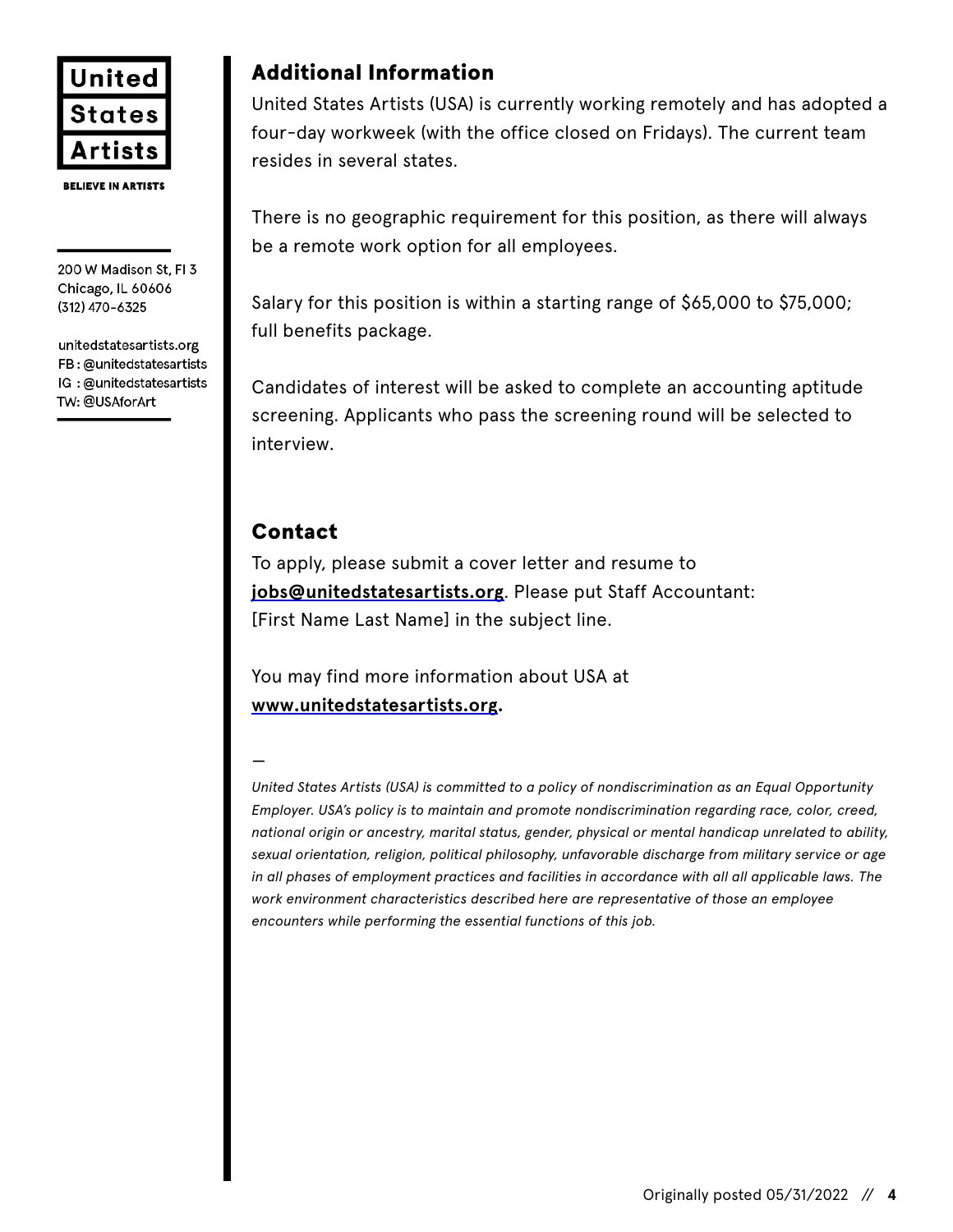## Additional Information

United States Artists (USA) is currently working remotely and has adopted a four-day workweek (with the office closed on Fridays). The current team resides in several states.

There is no geographic requirement for this position, as there will always be a remote work option for all employees.

Salary for this position is within a starting range of $65,000 to $75,000; full benefits package.

Candidates of interest will be asked to complete an accounting aptitude screening. Applicants who pass the screening round will be selected to interview.

## Contact

To apply, please submit a cover letter and resume to **jobs@unitedstatesartists.org**. Please put Staff Accountant: [First Name Last Name] in the subject line.

You may find more information about USA at **www.unitedstatesartists.org.**

—

*United States Artists (USA) is committed to a policy of nondiscrimination as an Equal Opportunity Employer. USA's policy is to maintain and promote nondiscrimination regarding race, color, creed, national origin or ancestry, marital status, gender, physical or mental handicap unrelated to ability, sexual orientation, religion, political philosophy, unfavorable discharge from military service or age in all phases of employment practices and facilities in accordance with all all applicable laws. The work environment characteristics described here are representative of those an employee encounters while performing the essential functions of this job.*